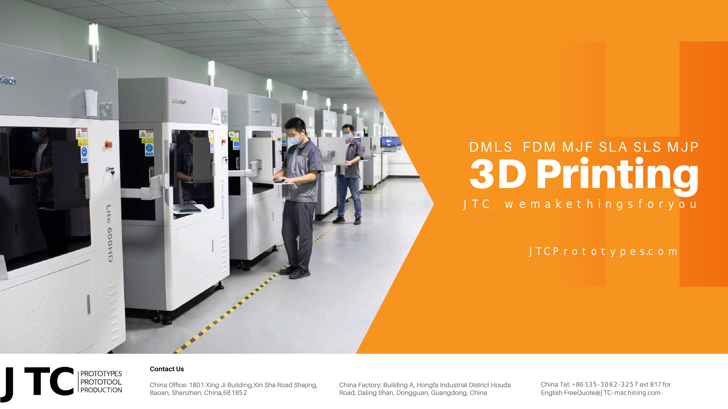DMLS FDM MJF SLA SLS MJP

# 3D Printing

JTC, we make things for you

JTCPrototypes.com

JTC PROTOTYPES PROTOTOOL PRODUCTION

**Contact Us**

China Office: 1801 Xing Ji Building,Xin Sha Road Shajing, Baoan, Shenzhen, China,581852

China Factory: Building A, Hongfa Industrial District Houda Road, Daling Shan, Dongguan, Guangdong, China

China Tel: +86-135-3062-3257 ext 817 for English FreeQuote@JTC-machining.com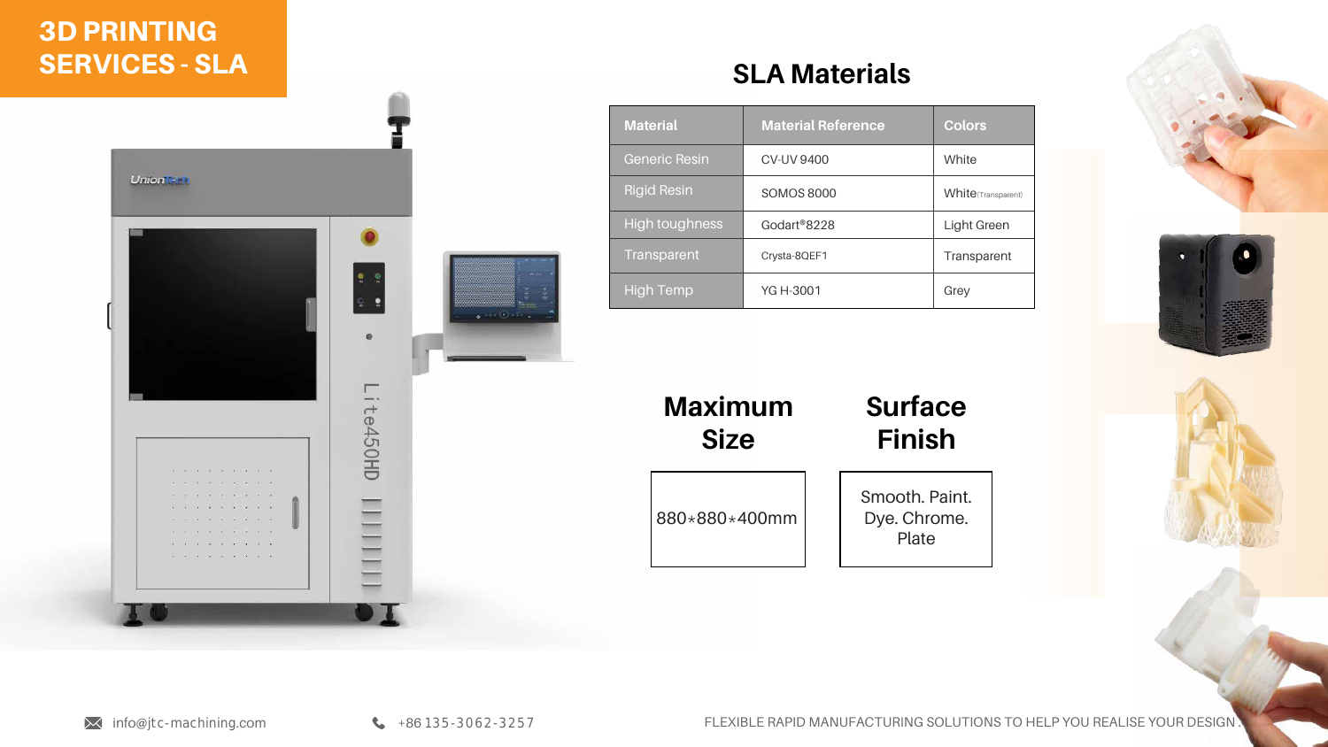# 3D PRINTING SERVICES - SLA

## SLA Materials

| Material | Material Reference | Colors |
|---|---|---|
| Generic Resin | CV-UV 9400 | White |
| Rigid Resin | SOMOS 8000 | White(Transparent) |
| High toughness | Godart®8228 | Light Green |
| Transparent | Crysta-8QEF1 | Transparent |
| High Temp | YG H-3001 | Grey |

## Maximum Size

880*880*400mm

## Surface Finish

Smooth. Paint. Dye. Chrome. Plate

info@jtc-machining.com

+86 135-3062-3257

FLEXIBLE RAPID MANUFACTURING SOLUTIONS TO HELP YOU REALISE YOUR DESIGN .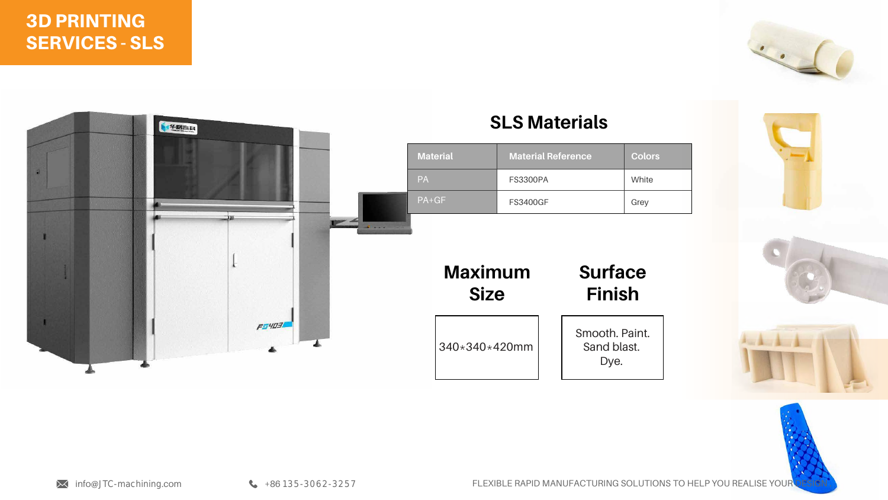# 3D PRINTING SERVICES - SLS

## SLS Materials

| Material | Material Reference | Colors |
|---|---|---|
| PA | FS3300PA | White |
| PA+GF | FS3400GF | Grey |

## Maximum Size

340*340*420mm

## Surface Finish

Smooth. Paint. Sand blast. Dye.

info@JTC-machining.com

+86 135-3062-3257

FLEXIBLE RAPID MANUFACTURING SOLUTIONS TO HELP YOU REALISE YOUR DESIGN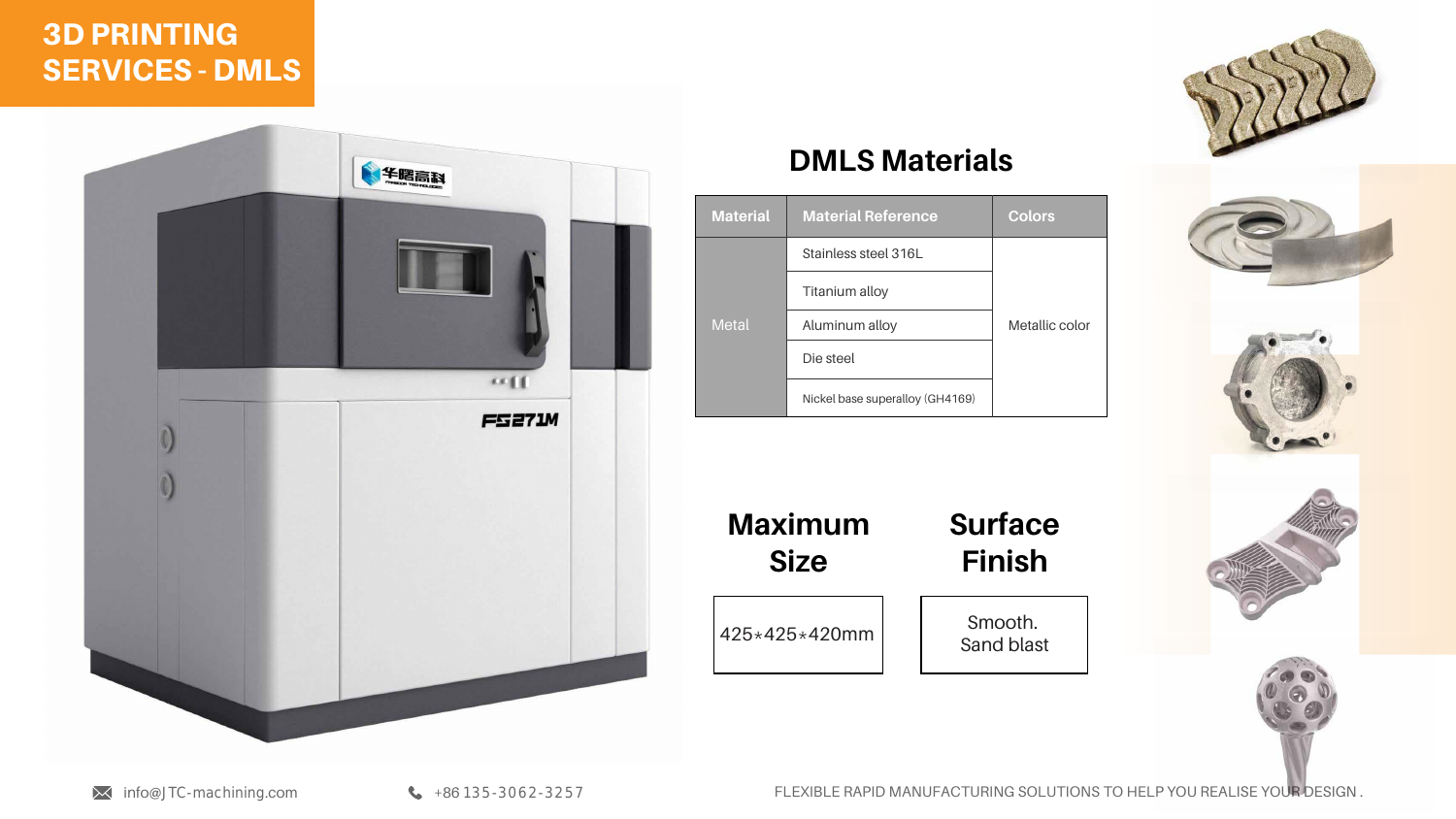# 3D PRINTING SERVICES - DMLS

## DMLS Materials

| Material | Material Reference | Colors |
|---|---|---|
| Metal | Stainless steel 316L | Metallic color |
| | Titanium alloy | |
| | Aluminum alloy | |
| | Die steel | |
| | Nickel base superalloy (GH4169) | |

| Maximum Size | Surface Finish |
|---|---|
| 425*425*420mm | Smooth. Sand blast |

info@JTC-machining.com

+86 135-3062-3257

FLEXIBLE RAPID MANUFACTURING SOLUTIONS TO HELP YOU REALISE YOUR DESIGN .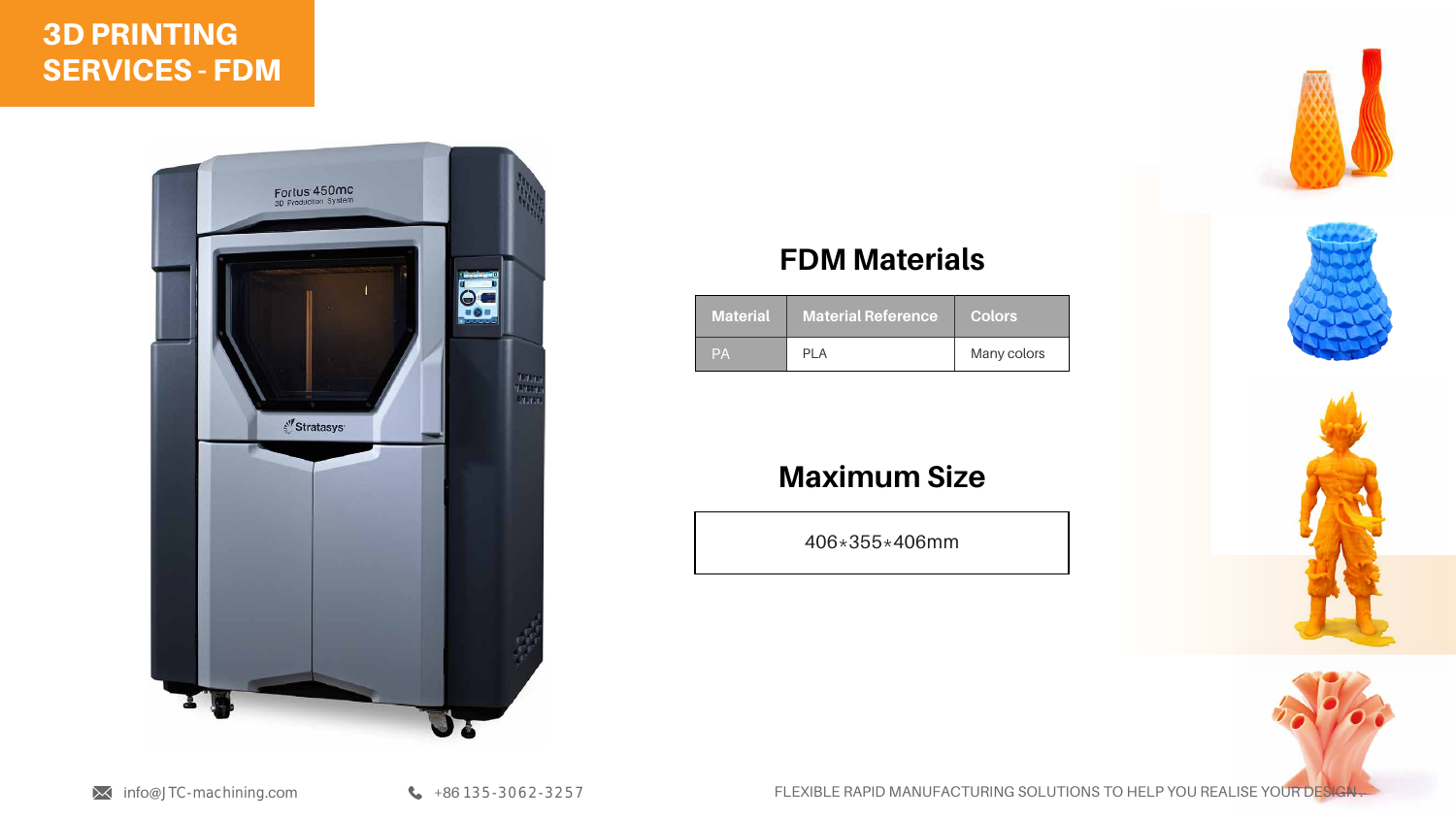# 3D PRINTING SERVICES - FDM

## FDM Materials

| Material | Material Reference | Colors |
| --- | --- | --- |
| PA | PLA | Many colors |

## Maximum Size

406*355*406mm

info@JTC-machining.com

+86 135-3062-3257

FLEXIBLE RAPID MANUFACTURING SOLUTIONS TO HELP YOU REALISE YOUR DESIGN.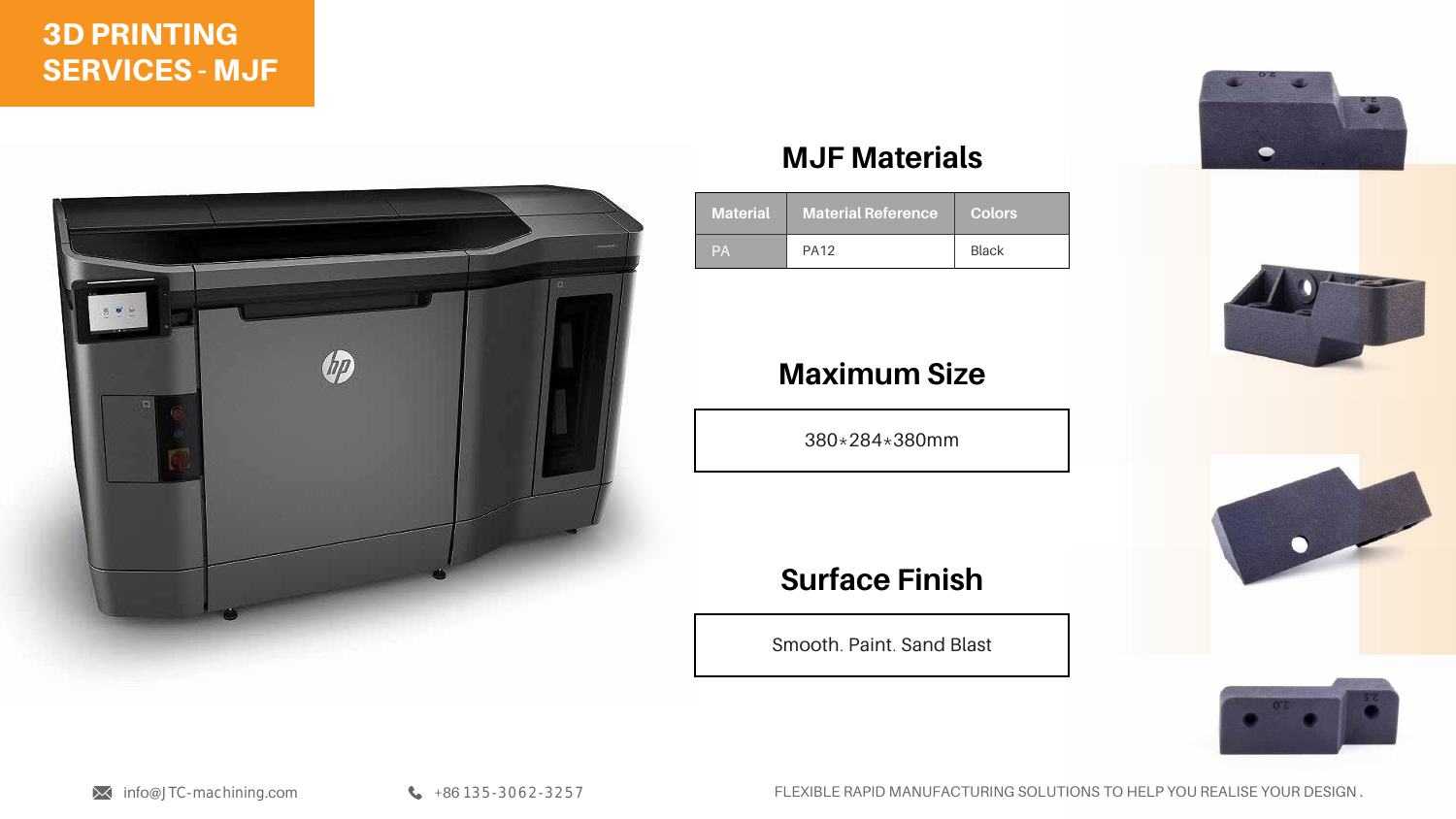# 3D PRINTING SERVICES - MJF

## MJF Materials

| Material | Material Reference | Colors |
| --- | --- | --- |
| PA | PA12 | Black |

## Maximum Size

380*284*380mm

## Surface Finish

Smooth. Paint. Sand Blast

info@JTC-machining.com

+86 135-3062-3257

FLEXIBLE RAPID MANUFACTURING SOLUTIONS TO HELP YOU REALISE YOUR DESIGN .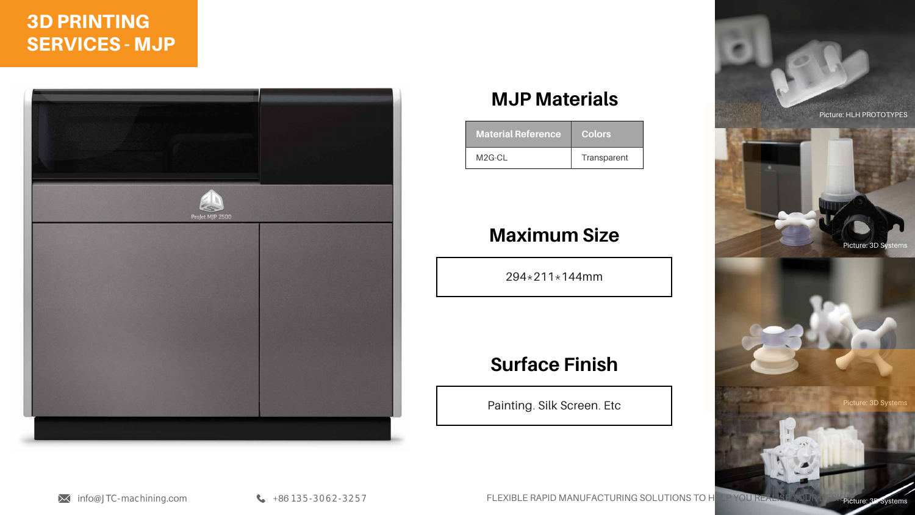# 3D PRINTING SERVICES - MJP

## MJP Materials

| Material Reference | Colors |
| --- | --- |
| M2G-CL | Transparent |

## Maximum Size

294*211*144mm

## Surface Finish

Painting. Silk Screen. Etc

Picture: HLH PROTOTYPES

Picture: 3D Systems

Picture: 3D Systems

Picture: 3D Systems

info@JTC-machining.com

+86 135-3062-3257

FLEXIBLE RAPID MANUFACTURING SOLUTIONS TO HELP YOU REALISE YOUR DESIGNS